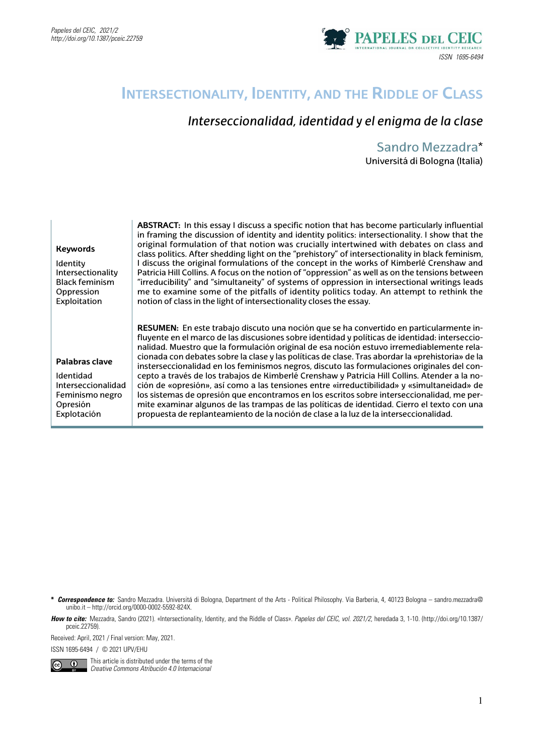# Intersectionality, Identity, and the Riddle of Class

## *Interseccionalidad, identidad y el enigma de la clase*

**Sandro Mezzadra***
Universitá di Bologna (Italia)

**Keywords**

Identity
Intersectionality
Black feminism
Oppression
Exploitation

**ABSTRACT:** In this essay I discuss a specific notion that has become particularly influential in framing the discussion of identity and identity politics: intersectionality. I show that the original formulation of that notion was crucially intertwined with debates on class and class politics. After shedding light on the "prehistory" of intersectionality in black feminism, I discuss the original formulations of the concept in the works of Kimberlé Crenshaw and Patricia Hill Collins. A focus on the notion of "oppression" as well as on the tensions between "irreducibility" and "simultaneity" of systems of oppression in intersectional writings leads me to examine some of the pitfalls of identity politics today. An attempt to rethink the notion of class in the light of intersectionality closes the essay.

**Palabras clave**

Identidad
Interseccionalidad
Feminismo negro
Opresión
Explotación

**RESUMEN:** En este trabajo discuto una noción que se ha convertido en particularmente influyente en el marco de las discusiones sobre identidad y políticas de identidad: interseccionalidad. Muestro que la formulación original de esa noción estuvo irremediablemente relacionada con debates sobre la clase y las políticas de clase. Tras abordar la «prehistoria» de la insterseccionalidad en los feminismos negros, discuto las formulaciones originales del concepto a través de los trabajos de Kimberlé Crenshaw y Patricia Hill Collins. Atender a la noción de «opresión», así como a las tensiones entre «irreductibilidad» y «simultaneidad» de los sistemas de opresión que encontramos en los escritos sobre interseccionalidad, me permite examinar algunos de las trampas de las políticas de identidad. Cierro el texto con una propuesta de replanteamiento de la noción de clase a la luz de la interseccionalidad.

\* ***Correspondence to:*** Sandro Mezzadra. Universitá di Bologna, Department of the Arts - Political Philosophy. Via Barberia, 4, 40123 Bologna – sandro.mezzadra@unibo.it – http://orcid.org/0000-0002-5592-824X.

***How to cite:*** Mezzadra, Sandro (2021). «Intersectionality, Identity, and the Riddle of Class». *Papeles del CEIC, vol. 2021/2*, heredada 3, 1-10. (http://doi.org/10.1387/pceic.22759).

Received: April, 2021 / Final version: May, 2021.

ISSN 1695-6494 / © 2021 UPV/EHU

This article is distributed under the terms of the *Creative Commons Atribución 4.0 Internacional*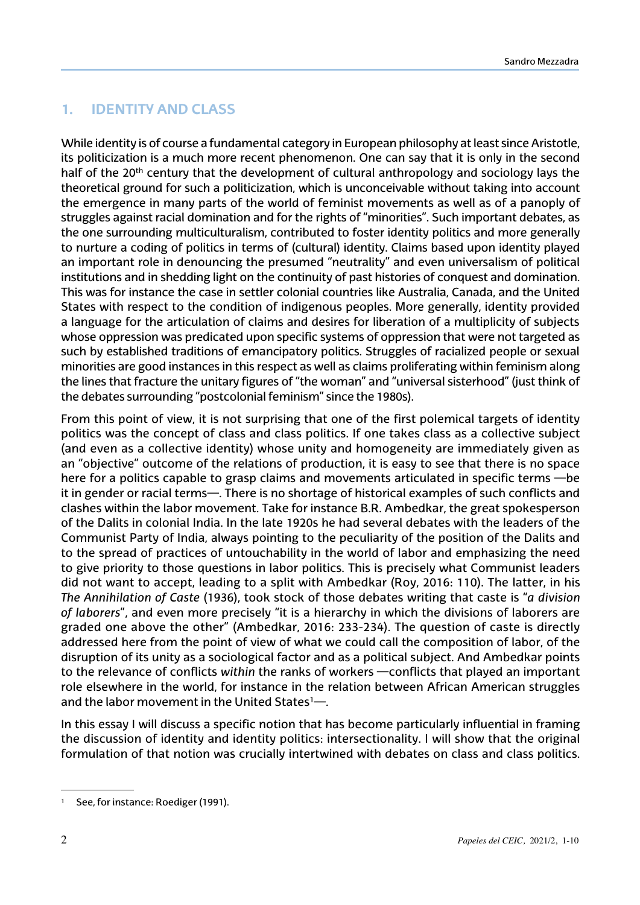## 1. IDENTITY AND CLASS

While identity is of course a fundamental category in European philosophy at least since Aristotle, its politicization is a much more recent phenomenon. One can say that it is only in the second half of the 20th century that the development of cultural anthropology and sociology lays the theoretical ground for such a politicization, which is unconceivable without taking into account the emergence in many parts of the world of feminist movements as well as of a panoply of struggles against racial domination and for the rights of "minorities". Such important debates, as the one surrounding multiculturalism, contributed to foster identity politics and more generally to nurture a coding of politics in terms of (cultural) identity. Claims based upon identity played an important role in denouncing the presumed "neutrality" and even universalism of political institutions and in shedding light on the continuity of past histories of conquest and domination. This was for instance the case in settler colonial countries like Australia, Canada, and the United States with respect to the condition of indigenous peoples. More generally, identity provided a language for the articulation of claims and desires for liberation of a multiplicity of subjects whose oppression was predicated upon specific systems of oppression that were not targeted as such by established traditions of emancipatory politics. Struggles of racialized people or sexual minorities are good instances in this respect as well as claims proliferating within feminism along the lines that fracture the unitary figures of "the woman" and "universal sisterhood" (just think of the debates surrounding "postcolonial feminism" since the 1980s).

From this point of view, it is not surprising that one of the first polemical targets of identity politics was the concept of class and class politics. If one takes class as a collective subject (and even as a collective identity) whose unity and homogeneity are immediately given as an "objective" outcome of the relations of production, it is easy to see that there is no space here for a politics capable to grasp claims and movements articulated in specific terms —be it in gender or racial terms—. There is no shortage of historical examples of such conflicts and clashes within the labor movement. Take for instance B.R. Ambedkar, the great spokesperson of the Dalits in colonial India. In the late 1920s he had several debates with the leaders of the Communist Party of India, always pointing to the peculiarity of the position of the Dalits and to the spread of practices of untouchability in the world of labor and emphasizing the need to give priority to those questions in labor politics. This is precisely what Communist leaders did not want to accept, leading to a split with Ambedkar (Roy, 2016: 110). The latter, in his *The Annihilation of Caste* (1936), took stock of those debates writing that caste is "*a division of laborers*", and even more precisely "it is a hierarchy in which the divisions of laborers are graded one above the other" (Ambedkar, 2016: 233-234). The question of caste is directly addressed here from the point of view of what we could call the composition of labor, of the disruption of its unity as a sociological factor and as a political subject. And Ambedkar points to the relevance of conflicts *within* the ranks of workers —conflicts that played an important role elsewhere in the world, for instance in the relation between African American struggles and the labor movement in the United States[1]—.

In this essay I will discuss a specific notion that has become particularly influential in framing the discussion of identity and identity politics: intersectionality. I will show that the original formulation of that notion was crucially intertwined with debates on class and class politics.

---

[1] See, for instance: Roediger (1991).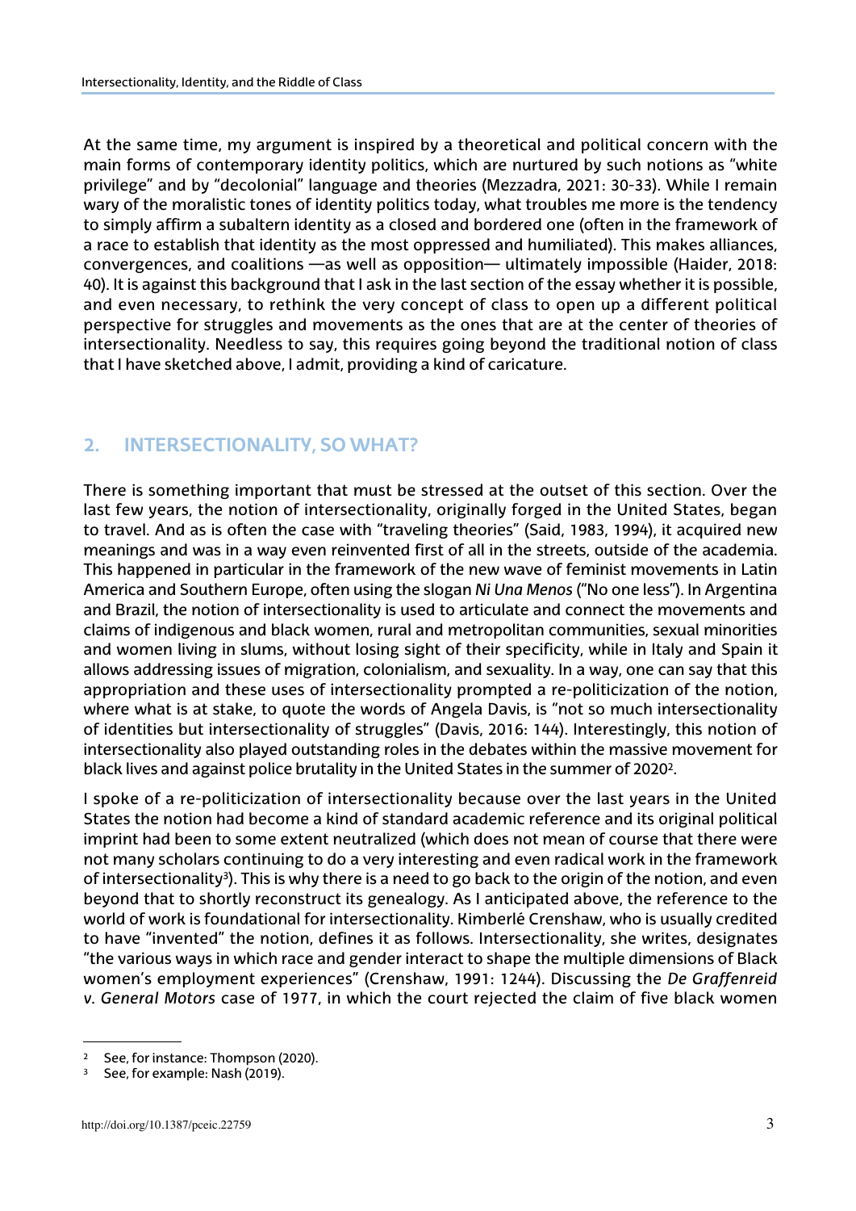At the same time, my argument is inspired by a theoretical and political concern with the main forms of contemporary identity politics, which are nurtured by such notions as "white privilege" and by "decolonial" language and theories (Mezzadra, 2021: 30-33). While I remain wary of the moralistic tones of identity politics today, what troubles me more is the tendency to simply affirm a subaltern identity as a closed and bordered one (often in the framework of a race to establish that identity as the most oppressed and humiliated). This makes alliances, convergences, and coalitions —as well as opposition— ultimately impossible (Haider, 2018: 40). It is against this background that I ask in the last section of the essay whether it is possible, and even necessary, to rethink the very concept of class to open up a different political perspective for struggles and movements as the ones that are at the center of theories of intersectionality. Needless to say, this requires going beyond the traditional notion of class that I have sketched above, I admit, providing a kind of caricature.

## 2. INTERSECTIONALITY, SO WHAT?

There is something important that must be stressed at the outset of this section. Over the last few years, the notion of intersectionality, originally forged in the United States, began to travel. And as is often the case with "traveling theories" (Said, 1983, 1994), it acquired new meanings and was in a way even reinvented first of all in the streets, outside of the academia. This happened in particular in the framework of the new wave of feminist movements in Latin America and Southern Europe, often using the slogan *Ni Una Menos* ("No one less"). In Argentina and Brazil, the notion of intersectionality is used to articulate and connect the movements and claims of indigenous and black women, rural and metropolitan communities, sexual minorities and women living in slums, without losing sight of their specificity, while in Italy and Spain it allows addressing issues of migration, colonialism, and sexuality. In a way, one can say that this appropriation and these uses of intersectionality prompted a re-politicization of the notion, where what is at stake, to quote the words of Angela Davis, is "not so much intersectionality of identities but intersectionality of struggles" (Davis, 2016: 144). Interestingly, this notion of intersectionality also played outstanding roles in the debates within the massive movement for black lives and against police brutality in the United States in the summer of 2020[2].

I spoke of a re-politicization of intersectionality because over the last years in the United States the notion had become a kind of standard academic reference and its original political imprint had been to some extent neutralized (which does not mean of course that there were not many scholars continuing to do a very interesting and even radical work in the framework of intersectionality[3]). This is why there is a need to go back to the origin of the notion, and even beyond that to shortly reconstruct its genealogy. As I anticipated above, the reference to the world of work is foundational for intersectionality. Kimberlé Crenshaw, who is usually credited to have "invented" the notion, defines it as follows. Intersectionality, she writes, designates "the various ways in which race and gender interact to shape the multiple dimensions of Black women's employment experiences" (Crenshaw, 1991: 1244). Discussing the *De Graffenreid v. General Motors* case of 1977, in which the court rejected the claim of five black women

---

[2] See, for instance: Thompson (2020).

[3] See, for example: Nash (2019).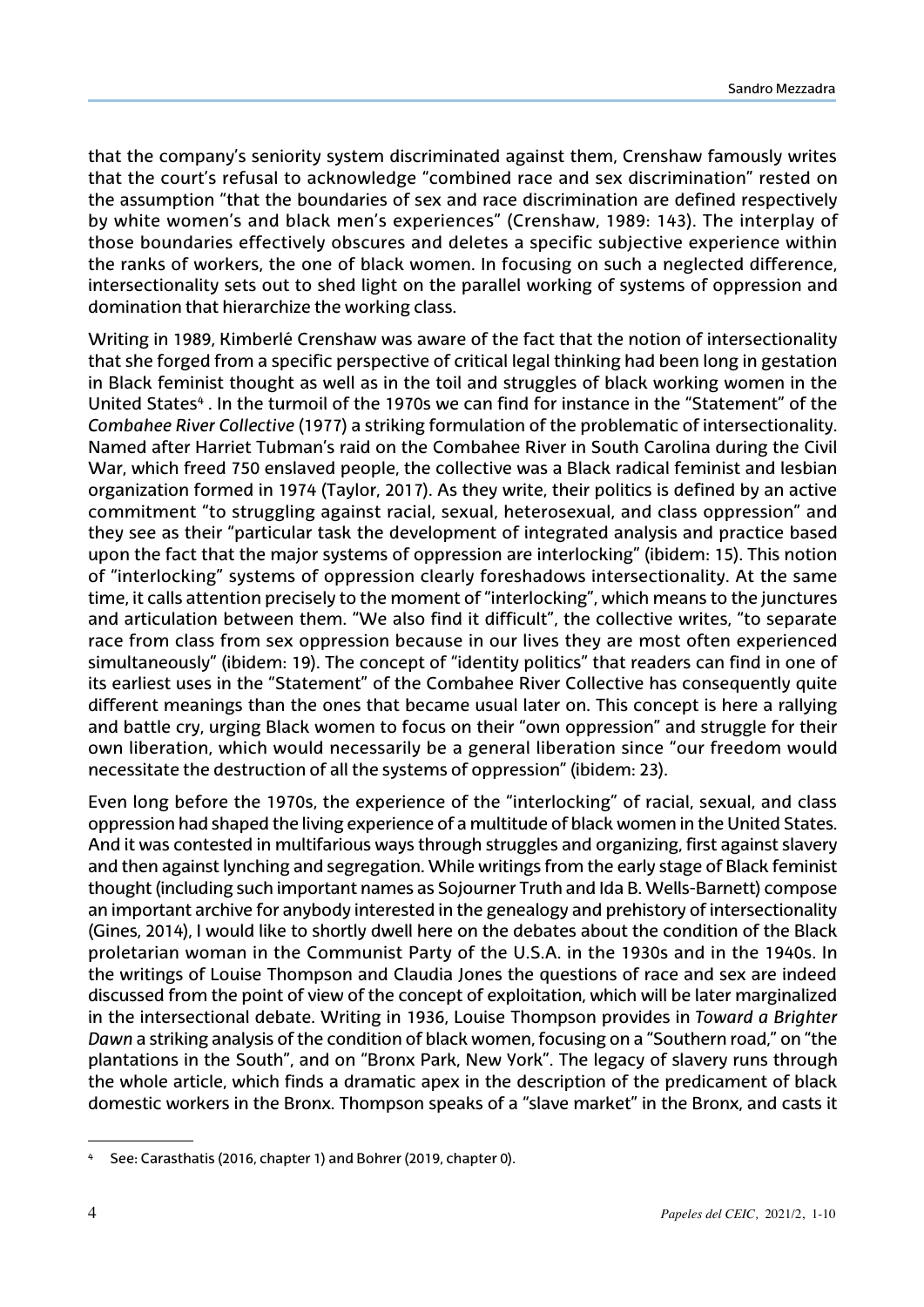that the company's seniority system discriminated against them, Crenshaw famously writes that the court's refusal to acknowledge "combined race and sex discrimination" rested on the assumption "that the boundaries of sex and race discrimination are defined respectively by white women's and black men's experiences" (Crenshaw, 1989: 143). The interplay of those boundaries effectively obscures and deletes a specific subjective experience within the ranks of workers, the one of black women. In focusing on such a neglected difference, intersectionality sets out to shed light on the parallel working of systems of oppression and domination that hierarchize the working class.

Writing in 1989, Kimberlé Crenshaw was aware of the fact that the notion of intersectionality that she forged from a specific perspective of critical legal thinking had been long in gestation in Black feminist thought as well as in the toil and struggles of black working women in the United States[4]. In the turmoil of the 1970s we can find for instance in the "Statement" of the *Combahee River Collective* (1977) a striking formulation of the problematic of intersectionality. Named after Harriet Tubman's raid on the Combahee River in South Carolina during the Civil War, which freed 750 enslaved people, the collective was a Black radical feminist and lesbian organization formed in 1974 (Taylor, 2017). As they write, their politics is defined by an active commitment "to struggling against racial, sexual, heterosexual, and class oppression" and they see as their "particular task the development of integrated analysis and practice based upon the fact that the major systems of oppression are interlocking" (ibidem: 15). This notion of "interlocking" systems of oppression clearly foreshadows intersectionality. At the same time, it calls attention precisely to the moment of "interlocking", which means to the junctures and articulation between them. "We also find it difficult", the collective writes, "to separate race from class from sex oppression because in our lives they are most often experienced simultaneously" (ibidem: 19). The concept of "identity politics" that readers can find in one of its earliest uses in the "Statement" of the Combahee River Collective has consequently quite different meanings than the ones that became usual later on. This concept is here a rallying and battle cry, urging Black women to focus on their "own oppression" and struggle for their own liberation, which would necessarily be a general liberation since "our freedom would necessitate the destruction of all the systems of oppression" (ibidem: 23).

Even long before the 1970s, the experience of the "interlocking" of racial, sexual, and class oppression had shaped the living experience of a multitude of black women in the United States. And it was contested in multifarious ways through struggles and organizing, first against slavery and then against lynching and segregation. While writings from the early stage of Black feminist thought (including such important names as Sojourner Truth and Ida B. Wells-Barnett) compose an important archive for anybody interested in the genealogy and prehistory of intersectionality (Gines, 2014), I would like to shortly dwell here on the debates about the condition of the Black proletarian woman in the Communist Party of the U.S.A. in the 1930s and in the 1940s. In the writings of Louise Thompson and Claudia Jones the questions of race and sex are indeed discussed from the point of view of the concept of exploitation, which will be later marginalized in the intersectional debate. Writing in 1936, Louise Thompson provides in *Toward a Brighter Dawn* a striking analysis of the condition of black women, focusing on a "Southern road," on "the plantations in the South", and on "Bronx Park, New York". The legacy of slavery runs through the whole article, which finds a dramatic apex in the description of the predicament of black domestic workers in the Bronx. Thompson speaks of a "slave market" in the Bronx, and casts it

[4] See: Carasthatis (2016, chapter 1) and Bohrer (2019, chapter 0).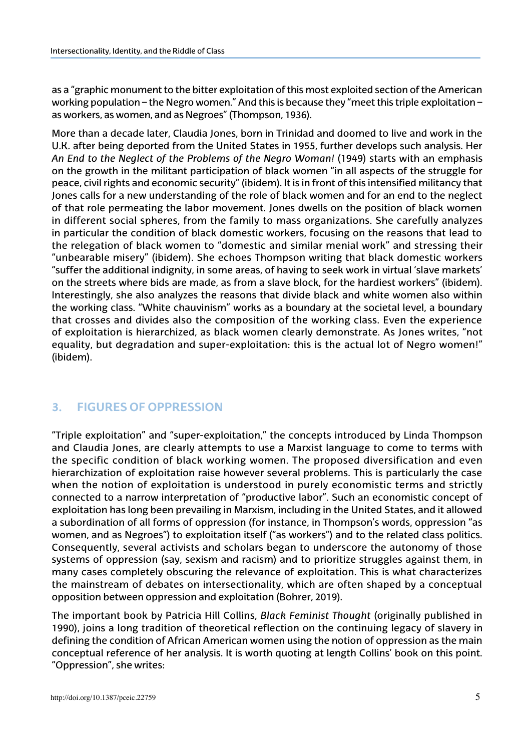as a "graphic monument to the bitter exploitation of this most exploited section of the American working population – the Negro women." And this is because they "meet this triple exploitation – as workers, as women, and as Negroes" (Thompson, 1936).

More than a decade later, Claudia Jones, born in Trinidad and doomed to live and work in the U.K. after being deported from the United States in 1955, further develops such analysis. Her *An End to the Neglect of the Problems of the Negro Woman!* (1949) starts with an emphasis on the growth in the militant participation of black women "in all aspects of the struggle for peace, civil rights and economic security" (ibidem). It is in front of this intensified militancy that Jones calls for a new understanding of the role of black women and for an end to the neglect of that role permeating the labor movement. Jones dwells on the position of black women in different social spheres, from the family to mass organizations. She carefully analyzes in particular the condition of black domestic workers, focusing on the reasons that lead to the relegation of black women to "domestic and similar menial work" and stressing their "unbearable misery" (ibidem). She echoes Thompson writing that black domestic workers "suffer the additional indignity, in some areas, of having to seek work in virtual 'slave markets' on the streets where bids are made, as from a slave block, for the hardiest workers" (ibidem). Interestingly, she also analyzes the reasons that divide black and white women also within the working class. "White chauvinism" works as a boundary at the societal level, a boundary that crosses and divides also the composition of the working class. Even the experience of exploitation is hierarchized, as black women clearly demonstrate. As Jones writes, "not equality, but degradation and super-exploitation: this is the actual lot of Negro women!" (ibidem).

## 3. FIGURES OF OPPRESSION

"Triple exploitation" and "super-exploitation," the concepts introduced by Linda Thompson and Claudia Jones, are clearly attempts to use a Marxist language to come to terms with the specific condition of black working women. The proposed diversification and even hierarchization of exploitation raise however several problems. This is particularly the case when the notion of exploitation is understood in purely economistic terms and strictly connected to a narrow interpretation of "productive labor". Such an economistic concept of exploitation has long been prevailing in Marxism, including in the United States, and it allowed a subordination of all forms of oppression (for instance, in Thompson's words, oppression "as women, and as Negroes") to exploitation itself ("as workers") and to the related class politics. Consequently, several activists and scholars began to underscore the autonomy of those systems of oppression (say, sexism and racism) and to prioritize struggles against them, in many cases completely obscuring the relevance of exploitation. This is what characterizes the mainstream of debates on intersectionality, which are often shaped by a conceptual opposition between oppression and exploitation (Bohrer, 2019).

The important book by Patricia Hill Collins, *Black Feminist Thought* (originally published in 1990), joins a long tradition of theoretical reflection on the continuing legacy of slavery in defining the condition of African American women using the notion of oppression as the main conceptual reference of her analysis. It is worth quoting at length Collins' book on this point. "Oppression", she writes: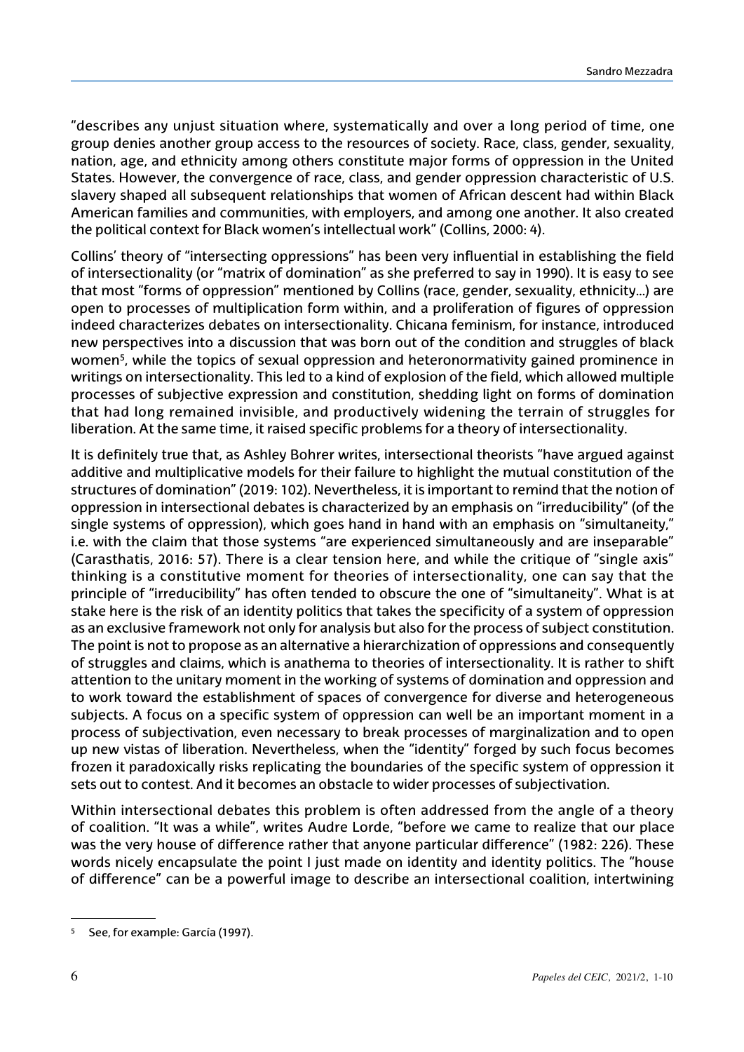"describes any unjust situation where, systematically and over a long period of time, one group denies another group access to the resources of society. Race, class, gender, sexuality, nation, age, and ethnicity among others constitute major forms of oppression in the United States. However, the convergence of race, class, and gender oppression characteristic of U.S. slavery shaped all subsequent relationships that women of African descent had within Black American families and communities, with employers, and among one another. It also created the political context for Black women's intellectual work" (Collins, 2000: 4).

Collins' theory of "intersecting oppressions" has been very influential in establishing the field of intersectionality (or "matrix of domination" as she preferred to say in 1990). It is easy to see that most "forms of oppression" mentioned by Collins (race, gender, sexuality, ethnicity...) are open to processes of multiplication form within, and a proliferation of figures of oppression indeed characterizes debates on intersectionality. Chicana feminism, for instance, introduced new perspectives into a discussion that was born out of the condition and struggles of black women[5], while the topics of sexual oppression and heteronormativity gained prominence in writings on intersectionality. This led to a kind of explosion of the field, which allowed multiple processes of subjective expression and constitution, shedding light on forms of domination that had long remained invisible, and productively widening the terrain of struggles for liberation. At the same time, it raised specific problems for a theory of intersectionality.

It is definitely true that, as Ashley Bohrer writes, intersectional theorists "have argued against additive and multiplicative models for their failure to highlight the mutual constitution of the structures of domination" (2019: 102). Nevertheless, it is important to remind that the notion of oppression in intersectional debates is characterized by an emphasis on "irreducibility" (of the single systems of oppression), which goes hand in hand with an emphasis on "simultaneity," i.e. with the claim that those systems "are experienced simultaneously and are inseparable" (Carasthatis, 2016: 57). There is a clear tension here, and while the critique of "single axis" thinking is a constitutive moment for theories of intersectionality, one can say that the principle of "irreducibility" has often tended to obscure the one of "simultaneity". What is at stake here is the risk of an identity politics that takes the specificity of a system of oppression as an exclusive framework not only for analysis but also for the process of subject constitution. The point is not to propose as an alternative a hierarchization of oppressions and consequently of struggles and claims, which is anathema to theories of intersectionality. It is rather to shift attention to the unitary moment in the working of systems of domination and oppression and to work toward the establishment of spaces of convergence for diverse and heterogeneous subjects. A focus on a specific system of oppression can well be an important moment in a process of subjectivation, even necessary to break processes of marginalization and to open up new vistas of liberation. Nevertheless, when the "identity" forged by such focus becomes frozen it paradoxically risks replicating the boundaries of the specific system of oppression it sets out to contest. And it becomes an obstacle to wider processes of subjectivation.

Within intersectional debates this problem is often addressed from the angle of a theory of coalition. "It was a while", writes Audre Lorde, "before we came to realize that our place was the very house of difference rather that anyone particular difference" (1982: 226). These words nicely encapsulate the point I just made on identity and identity politics. The "house of difference" can be a powerful image to describe an intersectional coalition, intertwining

---

[5] See, for example: García (1997).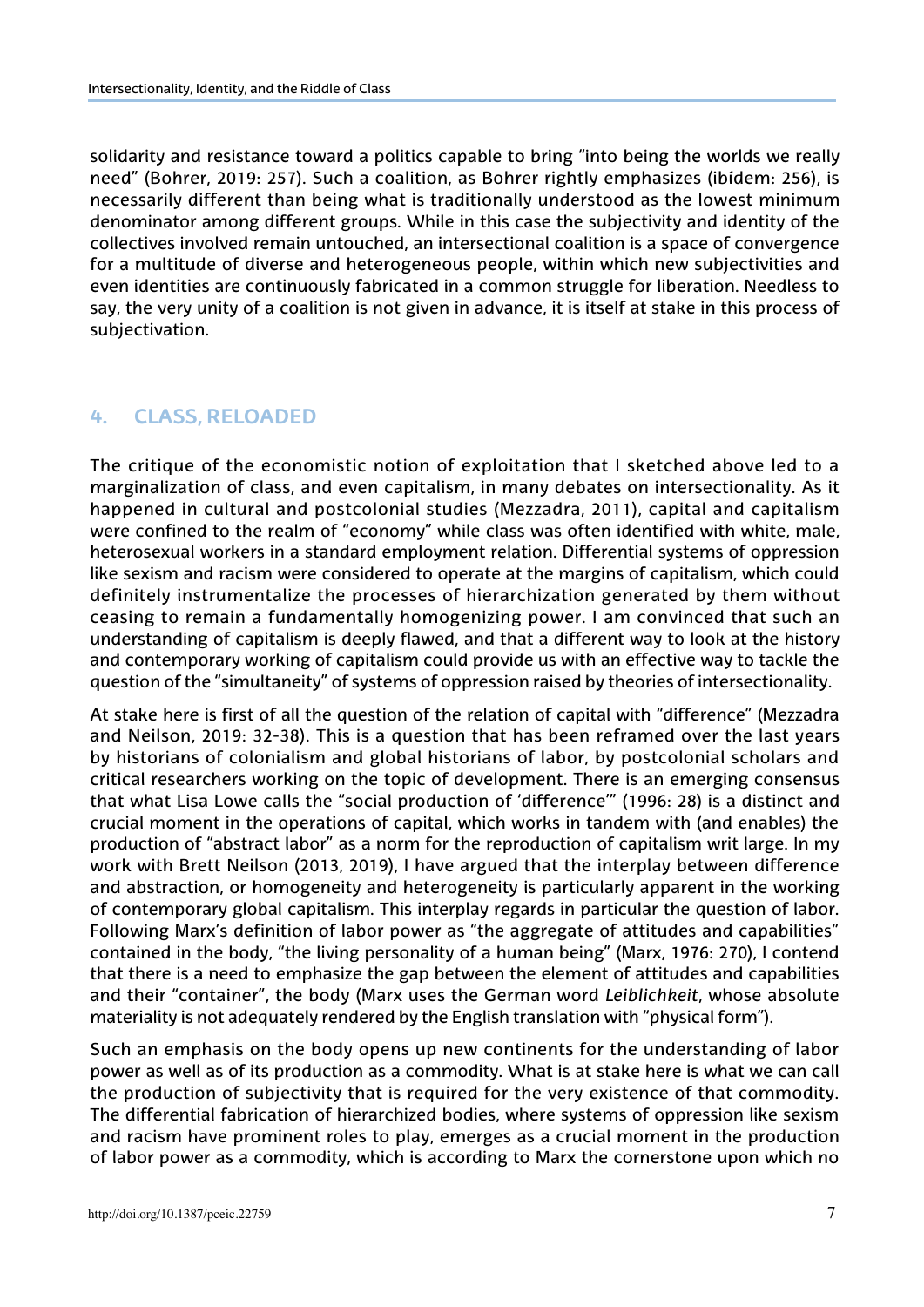solidarity and resistance toward a politics capable to bring "into being the worlds we really need" (Bohrer, 2019: 257). Such a coalition, as Bohrer rightly emphasizes (ibídem: 256), is necessarily different than being what is traditionally understood as the lowest minimum denominator among different groups. While in this case the subjectivity and identity of the collectives involved remain untouched, an intersectional coalition is a space of convergence for a multitude of diverse and heterogeneous people, within which new subjectivities and even identities are continuously fabricated in a common struggle for liberation. Needless to say, the very unity of a coalition is not given in advance, it is itself at stake in this process of subjectivation.

## 4. CLASS, RELOADED

The critique of the economistic notion of exploitation that I sketched above led to a marginalization of class, and even capitalism, in many debates on intersectionality. As it happened in cultural and postcolonial studies (Mezzadra, 2011), capital and capitalism were confined to the realm of "economy" while class was often identified with white, male, heterosexual workers in a standard employment relation. Differential systems of oppression like sexism and racism were considered to operate at the margins of capitalism, which could definitely instrumentalize the processes of hierarchization generated by them without ceasing to remain a fundamentally homogenizing power. I am convinced that such an understanding of capitalism is deeply flawed, and that a different way to look at the history and contemporary working of capitalism could provide us with an effective way to tackle the question of the "simultaneity" of systems of oppression raised by theories of intersectionality.

At stake here is first of all the question of the relation of capital with "difference" (Mezzadra and Neilson, 2019: 32-38). This is a question that has been reframed over the last years by historians of colonialism and global historians of labor, by postcolonial scholars and critical researchers working on the topic of development. There is an emerging consensus that what Lisa Lowe calls the "social production of 'difference'" (1996: 28) is a distinct and crucial moment in the operations of capital, which works in tandem with (and enables) the production of "abstract labor" as a norm for the reproduction of capitalism writ large. In my work with Brett Neilson (2013, 2019), I have argued that the interplay between difference and abstraction, or homogeneity and heterogeneity is particularly apparent in the working of contemporary global capitalism. This interplay regards in particular the question of labor. Following Marx's definition of labor power as "the aggregate of attitudes and capabilities" contained in the body, "the living personality of a human being" (Marx, 1976: 270), I contend that there is a need to emphasize the gap between the element of attitudes and capabilities and their "container", the body (Marx uses the German word *Leiblichkeit*, whose absolute materiality is not adequately rendered by the English translation with "physical form").

Such an emphasis on the body opens up new continents for the understanding of labor power as well as of its production as a commodity. What is at stake here is what we can call the production of subjectivity that is required for the very existence of that commodity. The differential fabrication of hierarchized bodies, where systems of oppression like sexism and racism have prominent roles to play, emerges as a crucial moment in the production of labor power as a commodity, which is according to Marx the cornerstone upon which no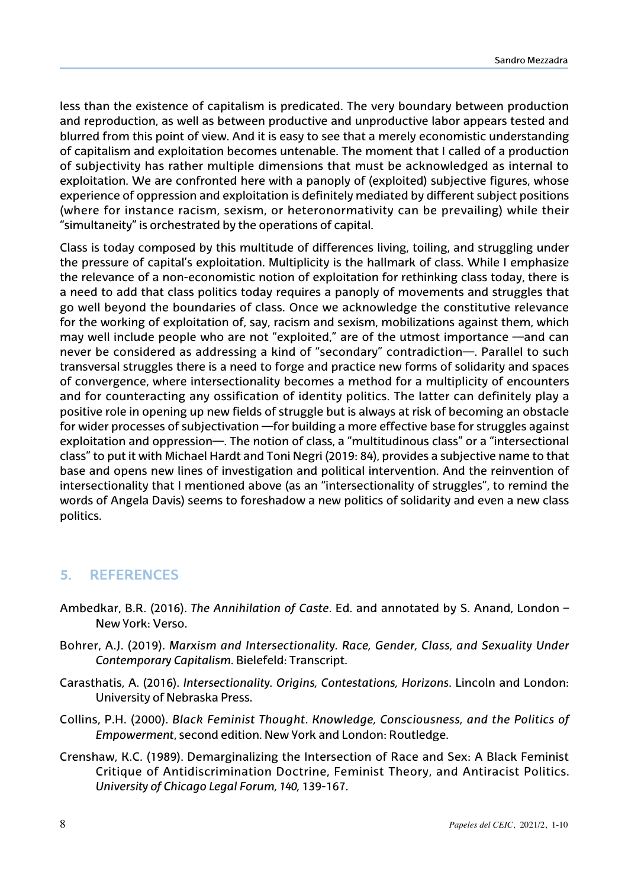less than the existence of capitalism is predicated. The very boundary between production and reproduction, as well as between productive and unproductive labor appears tested and blurred from this point of view. And it is easy to see that a merely economistic understanding of capitalism and exploitation becomes untenable. The moment that I called of a production of subjectivity has rather multiple dimensions that must be acknowledged as internal to exploitation. We are confronted here with a panoply of (exploited) subjective figures, whose experience of oppression and exploitation is definitely mediated by different subject positions (where for instance racism, sexism, or heteronormativity can be prevailing) while their "simultaneity" is orchestrated by the operations of capital.

Class is today composed by this multitude of differences living, toiling, and struggling under the pressure of capital's exploitation. Multiplicity is the hallmark of class. While I emphasize the relevance of a non-economistic notion of exploitation for rethinking class today, there is a need to add that class politics today requires a panoply of movements and struggles that go well beyond the boundaries of class. Once we acknowledge the constitutive relevance for the working of exploitation of, say, racism and sexism, mobilizations against them, which may well include people who are not "exploited," are of the utmost importance —and can never be considered as addressing a kind of "secondary" contradiction—. Parallel to such transversal struggles there is a need to forge and practice new forms of solidarity and spaces of convergence, where intersectionality becomes a method for a multiplicity of encounters and for counteracting any ossification of identity politics. The latter can definitely play a positive role in opening up new fields of struggle but is always at risk of becoming an obstacle for wider processes of subjectivation —for building a more effective base for struggles against exploitation and oppression—. The notion of class, a "multitudinous class" or a "intersectional class" to put it with Michael Hardt and Toni Negri (2019: 84), provides a subjective name to that base and opens new lines of investigation and political intervention. And the reinvention of intersectionality that I mentioned above (as an "intersectionality of struggles", to remind the words of Angela Davis) seems to foreshadow a new politics of solidarity and even a new class politics.

## 5. REFERENCES

Ambedkar, B.R. (2016). *The Annihilation of Caste*. Ed. and annotated by S. Anand, London – New York: Verso.

Bohrer, A.J. (2019). *Marxism and Intersectionality. Race, Gender, Class, and Sexuality Under Contemporary Capitalism*. Bielefeld: Transcript.

Carasthatis, A. (2016). *Intersectionality. Origins, Contestations, Horizons*. Lincoln and London: University of Nebraska Press.

Collins, P.H. (2000). *Black Feminist Thought. Knowledge, Consciousness, and the Politics of Empowerment*, second edition. New York and London: Routledge.

Crenshaw, K.C. (1989). Demarginalizing the Intersection of Race and Sex: A Black Feminist Critique of Antidiscrimination Doctrine, Feminist Theory, and Antiracist Politics. *University of Chicago Legal Forum, 140,* 139-167.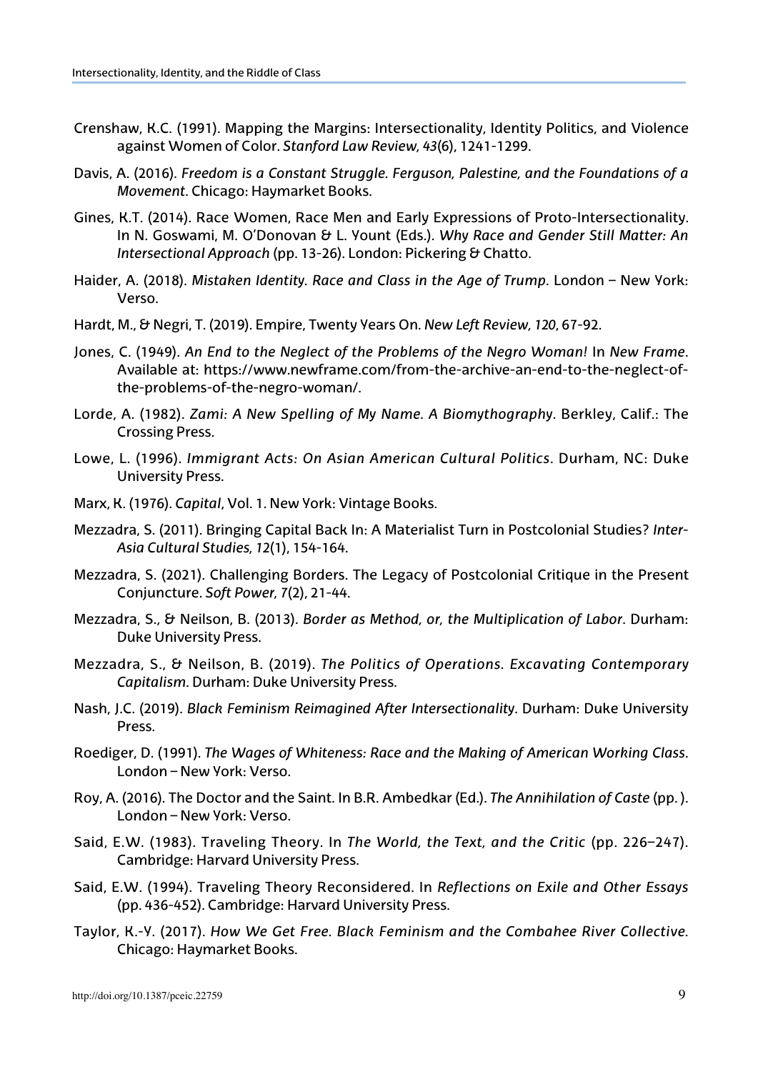Crenshaw, K.C. (1991). Mapping the Margins: Intersectionality, Identity Politics, and Violence against Women of Color. *Stanford Law Review, 43*(6), 1241-1299.

Davis, A. (2016). *Freedom is a Constant Struggle. Ferguson, Palestine, and the Foundations of a Movement*. Chicago: Haymarket Books.

Gines, K.T. (2014). Race Women, Race Men and Early Expressions of Proto-Intersectionality. In N. Goswami, M. O'Donovan & L. Yount (Eds.). *Why Race and Gender Still Matter: An Intersectional Approach* (pp. 13-26). London: Pickering & Chatto.

Haider, A. (2018). *Mistaken Identity. Race and Class in the Age of Trump*. London – New York: Verso.

Hardt, M., & Negri, T. (2019). Empire, Twenty Years On. *New Left Review, 120*, 67-92.

Jones, C. (1949). *An End to the Neglect of the Problems of the Negro Woman!* In *New Frame*. Available at: https://www.newframe.com/from-the-archive-an-end-to-the-neglect-of-the-problems-of-the-negro-woman/.

Lorde, A. (1982). *Zami: A New Spelling of My Name. A Biomythography*. Berkley, Calif.: The Crossing Press.

Lowe, L. (1996). *Immigrant Acts: On Asian American Cultural Politics*. Durham, NC: Duke University Press.

Marx, K. (1976). *Capital*, Vol. 1. New York: Vintage Books.

Mezzadra, S. (2011). Bringing Capital Back In: A Materialist Turn in Postcolonial Studies? *Inter-Asia Cultural Studies, 12*(1), 154-164.

Mezzadra, S. (2021). Challenging Borders. The Legacy of Postcolonial Critique in the Present Conjuncture. *Soft Power, 7*(2), 21-44.

Mezzadra, S., & Neilson, B. (2013). *Border as Method, or, the Multiplication of Labor*. Durham: Duke University Press.

Mezzadra, S., & Neilson, B. (2019). *The Politics of Operations. Excavating Contemporary Capitalism*. Durham: Duke University Press.

Nash, J.C. (2019). *Black Feminism Reimagined After Intersectionality*. Durham: Duke University Press.

Roediger, D. (1991). *The Wages of Whiteness: Race and the Making of American Working Class*. London – New York: Verso.

Roy, A. (2016). The Doctor and the Saint. In B.R. Ambedkar (Ed.). *The Annihilation of Caste* (pp. ). London – New York: Verso.

Said, E.W. (1983). Traveling Theory. In *The World, the Text, and the Critic* (pp. 226–247). Cambridge: Harvard University Press.

Said, E.W. (1994). Traveling Theory Reconsidered. In *Reflections on Exile and Other Essays* (pp. 436-452). Cambridge: Harvard University Press.

Taylor, K.-Y. (2017). *How We Get Free. Black Feminism and the Combahee River Collective*. Chicago: Haymarket Books.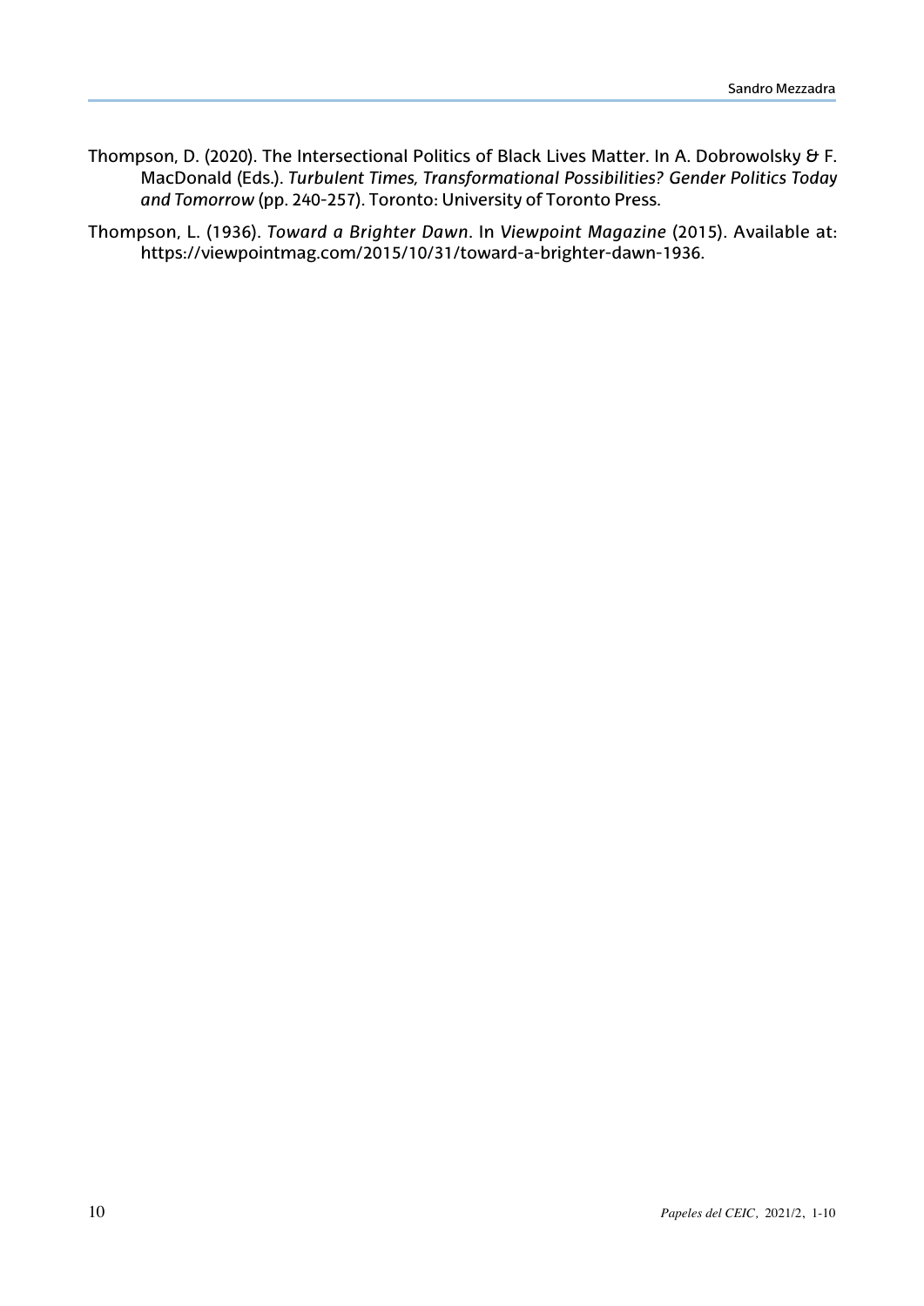Thompson, D. (2020). The Intersectional Politics of Black Lives Matter. In A. Dobrowolsky & F. MacDonald (Eds.). *Turbulent Times, Transformational Possibilities? Gender Politics Today and Tomorrow* (pp. 240-257). Toronto: University of Toronto Press.

Thompson, L. (1936). *Toward a Brighter Dawn*. In *Viewpoint Magazine* (2015). Available at: https://viewpointmag.com/2015/10/31/toward-a-brighter-dawn-1936.